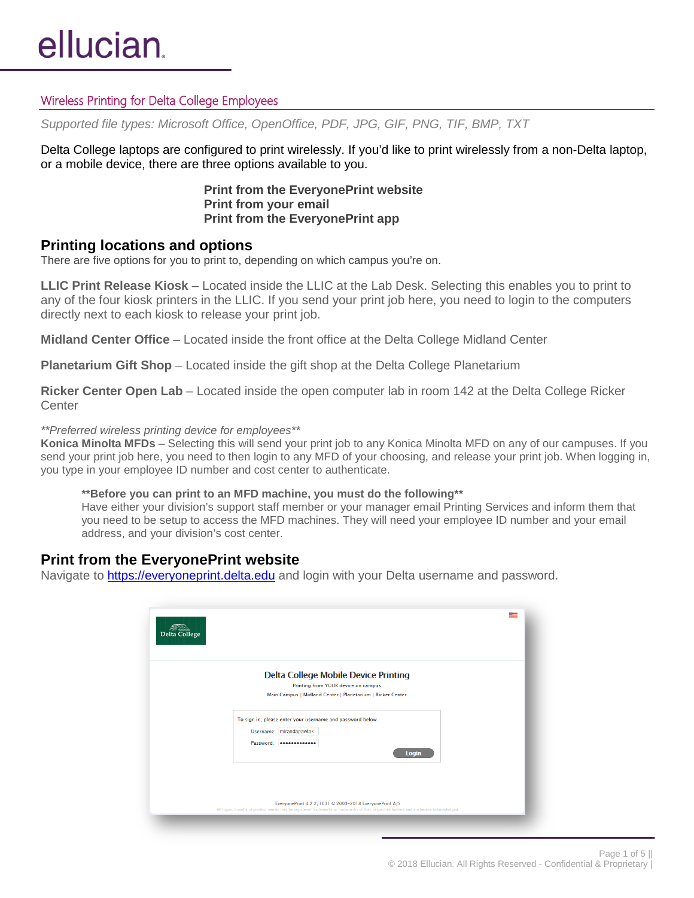# ellucian

## Wireless Printing for Delta College Employees

*Supported file types: Microsoft Office, OpenOffice, PDF, JPG, GIF, PNG, TIF, BMP, TXT*

Delta College laptops are configured to print wirelessly. If you'd like to print wirelessly from a non-Delta laptop, or a mobile device, there are three options available to you.

**Print from the EveryonePrint website**
**Print from your email**
**Print from the EveryonePrint app**

## Printing locations and options

There are five options for you to print to, depending on which campus you're on.

**LLIC Print Release Kiosk** – Located inside the LLIC at the Lab Desk. Selecting this enables you to print to any of the four kiosk printers in the LLIC. If you send your print job here, you need to login to the computers directly next to each kiosk to release your print job.

**Midland Center Office** – Located inside the front office at the Delta College Midland Center

**Planetarium Gift Shop** – Located inside the gift shop at the Delta College Planetarium

**Ricker Center Open Lab** – Located inside the open computer lab in room 142 at the Delta College Ricker Center

*\*\*Preferred wireless printing device for employees\*\**

**Konica Minolta MFDs** – Selecting this will send your print job to any Konica Minolta MFD on any of our campuses. If you send your print job here, you need to then login to any MFD of your choosing, and release your print job. When logging in, you type in your employee ID number and cost center to authenticate.

> **\*\*Before you can print to an MFD machine, you must do the following\*\***
> Have either your division's support staff member or your manager email Printing Services and inform them that you need to be setup to access the MFD machines. They will need your employee ID number and your email address, and your division's cost center.

## Print from the EveryonePrint website

Navigate to [https://everyoneprint.delta.edu](https://everyoneprint.delta.edu) and login with your Delta username and password.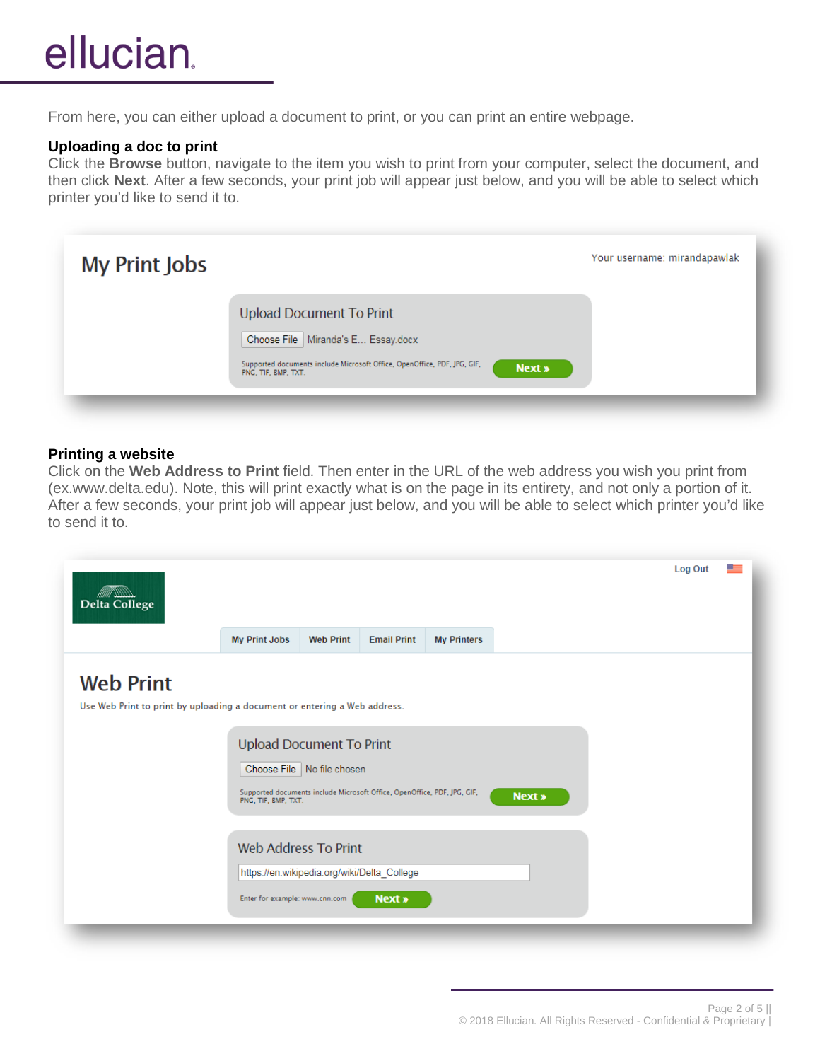From here, you can either upload a document to print, or you can print an entire webpage.

**Uploading a doc to print**

Click the **Browse** button, navigate to the item you wish to print from your computer, select the document, and then click **Next**. After a few seconds, your print job will appear just below, and you will be able to select which printer you'd like to send it to.

**Printing a website**

Click on the **Web Address to Print** field. Then enter in the URL of the web address you wish you print from (ex.www.delta.edu). Note, this will print exactly what is on the page in its entirety, and not only a portion of it. After a few seconds, your print job will appear just below, and you will be able to select which printer you'd like to send it to.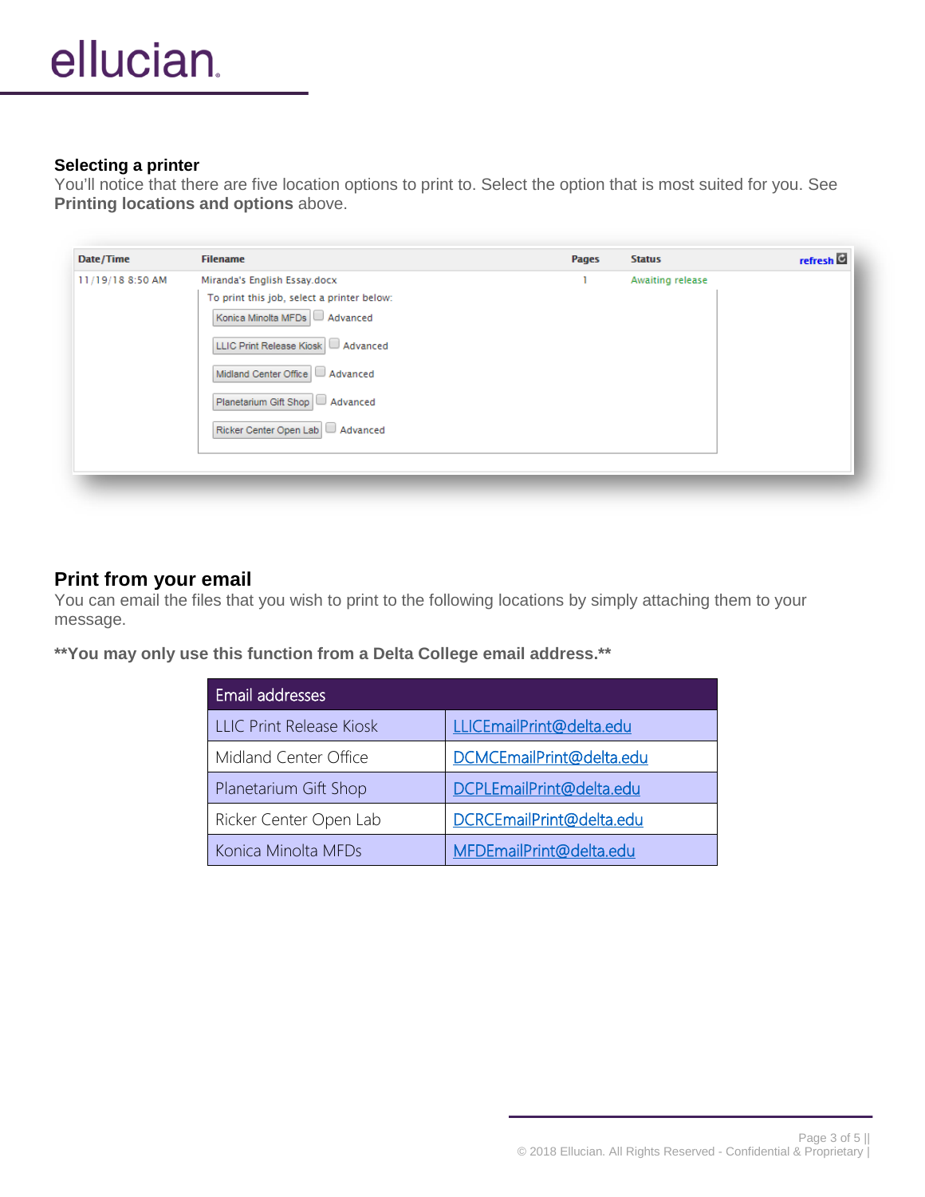### Selecting a printer

You'll notice that there are five location options to print to. Select the option that is most suited for you. See **Printing locations and options** above.

| Date/Time | Filename | Pages | Status |
|---|---|---|---|
| 11/19/18 8:50 AM | Miranda's English Essay.docx | 1 | Awaiting release |

To print this job, select a printer below:

- Konica Minolta MFDs — Advanced
- LLIC Print Release Kiosk — Advanced
- Midland Center Office — Advanced
- Planetarium Gift Shop — Advanced
- Ricker Center Open Lab — Advanced

## Print from your email

You can email the files that you wish to print to the following locations by simply attaching them to your message.

**\*\*You may only use this function from a Delta College email address.\*\***

| Email addresses | |
|---|---|
| LLIC Print Release Kiosk | LLICEmailPrint@delta.edu |
| Midland Center Office | DCMCEmailPrint@delta.edu |
| Planetarium Gift Shop | DCPLEmailPrint@delta.edu |
| Ricker Center Open Lab | DCRCEmailPrint@delta.edu |
| Konica Minolta MFDs | MFDEmailPrint@delta.edu |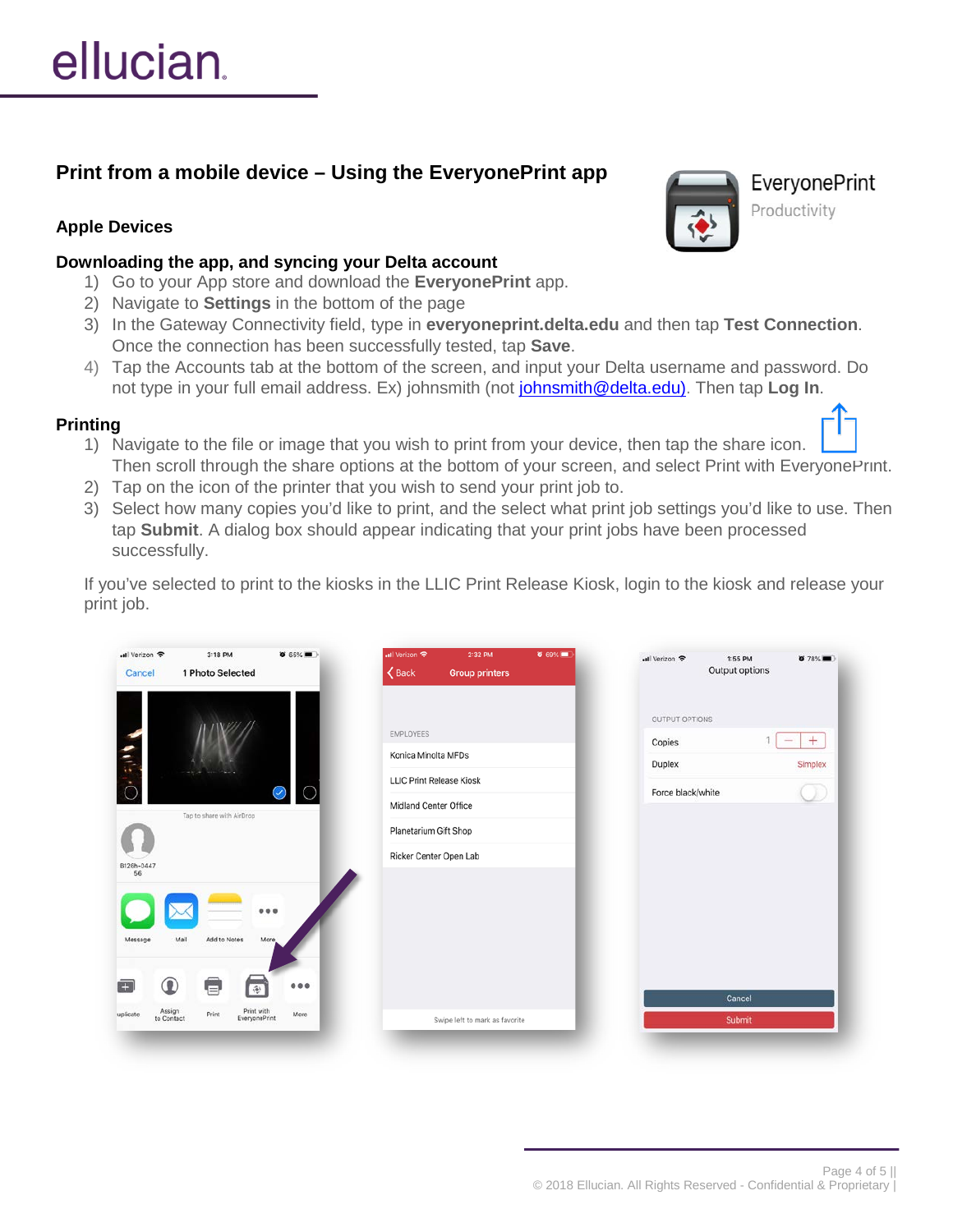# Print from a mobile device – Using the EveryonePrint app

EveryonePrint
Productivity

## Apple Devices

### Downloading the app, and syncing your Delta account

1) Go to your App store and download the **EveryonePrint** app.
2) Navigate to **Settings** in the bottom of the page
3) In the Gateway Connectivity field, type in **everyoneprint.delta.edu** and then tap **Test Connection**. Once the connection has been successfully tested, tap **Save**.
4) Tap the Accounts tab at the bottom of the screen, and input your Delta username and password. Do not type in your full email address. Ex) johnsmith (not johnsmith@delta.edu). Then tap **Log In**.

### Printing

1) Navigate to the file or image that you wish to print from your device, then tap the share icon. Then scroll through the share options at the bottom of your screen, and select Print with EveryonePrint.
2) Tap on the icon of the printer that you wish to send your print job to.
3) Select how many copies you'd like to print, and the select what print job settings you'd like to use. Then tap **Submit**. A dialog box should appear indicating that your print jobs have been processed successfully.

If you've selected to print to the kiosks in the LLIC Print Release Kiosk, login to the kiosk and release your print job.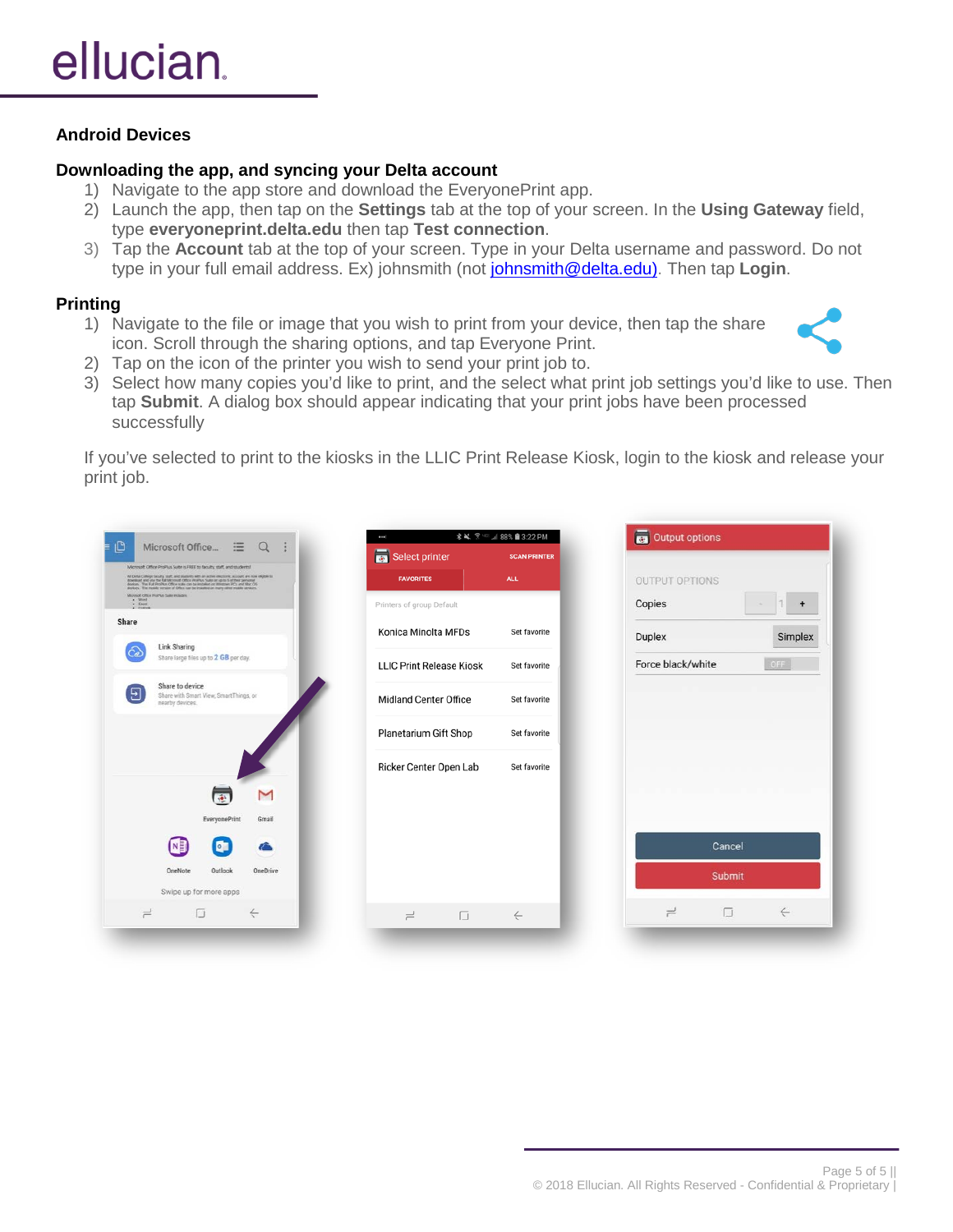## Android Devices

### Downloading the app, and syncing your Delta account

1) Navigate to the app store and download the EveryonePrint app.
2) Launch the app, then tap on the **Settings** tab at the top of your screen. In the **Using Gateway** field, type **everyoneprint.delta.edu** then tap **Test connection**.
3) Tap the **Account** tab at the top of your screen. Type in your Delta username and password. Do not type in your full email address. Ex) johnsmith (not johnsmith@delta.edu). Then tap **Login**.

### Printing

1) Navigate to the file or image that you wish to print from your device, then tap the share icon. Scroll through the sharing options, and tap Everyone Print.
2) Tap on the icon of the printer you wish to send your print job to.
3) Select how many copies you'd like to print, and the select what print job settings you'd like to use. Then tap **Submit**. A dialog box should appear indicating that your print jobs have been processed successfully

If you've selected to print to the kiosks in the LLIC Print Release Kiosk, login to the kiosk and release your print job.